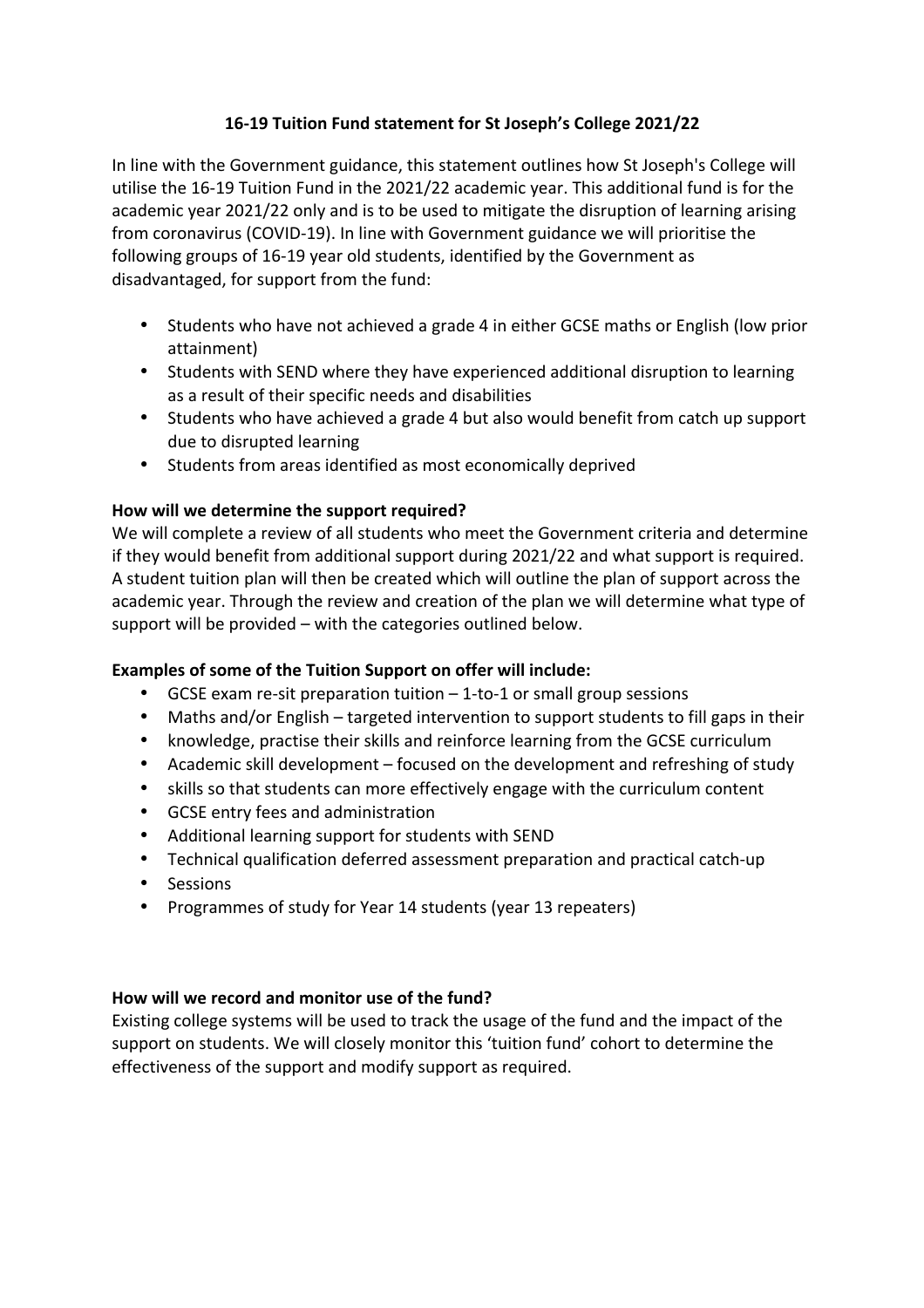**16-19 Tuition Fund statement for St Joseph's College 2021/22**

In line with the Government guidance, this statement outlines how St Joseph's College will utilise the 16-19 Tuition Fund in the 2021/22 academic year. This additional fund is for the academic year 2021/22 only and is to be used to mitigate the disruption of learning arising from coronavirus (COVID-19). In line with Government guidance we will prioritise the following groups of 16-19 year old students, identified by the Government as disadvantaged, for support from the fund:

- Students who have not achieved a grade 4 in either GCSE maths or English (low prior attainment)
- Students with SEND where they have experienced additional disruption to learning as a result of their specific needs and disabilities
- Students who have achieved a grade 4 but also would benefit from catch up support due to disrupted learning
- Students from areas identified as most economically deprived

**How will we determine the support required?**
We will complete a review of all students who meet the Government criteria and determine if they would benefit from additional support during 2021/22 and what support is required. A student tuition plan will then be created which will outline the plan of support across the academic year. Through the review and creation of the plan we will determine what type of support will be provided – with the categories outlined below.

**Examples of some of the Tuition Support on offer will include:**

- GCSE exam re-sit preparation tuition – 1-to-1 or small group sessions
- Maths and/or English – targeted intervention to support students to fill gaps in their
- knowledge, practise their skills and reinforce learning from the GCSE curriculum
- Academic skill development – focused on the development and refreshing of study
- skills so that students can more effectively engage with the curriculum content
- GCSE entry fees and administration
- Additional learning support for students with SEND
- Technical qualification deferred assessment preparation and practical catch-up
- Sessions
- Programmes of study for Year 14 students (year 13 repeaters)

**How will we record and monitor use of the fund?**
Existing college systems will be used to track the usage of the fund and the impact of the support on students. We will closely monitor this 'tuition fund' cohort to determine the effectiveness of the support and modify support as required.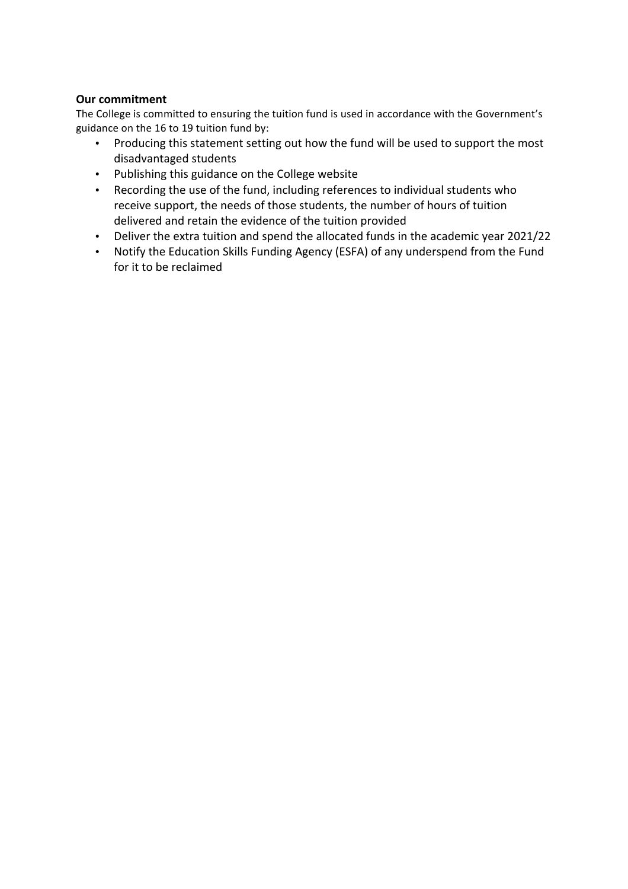**Our commitment**

The College is committed to ensuring the tuition fund is used in accordance with the Government's guidance on the 16 to 19 tuition fund by:

- Producing this statement setting out how the fund will be used to support the most disadvantaged students
- Publishing this guidance on the College website
- Recording the use of the fund, including references to individual students who receive support, the needs of those students, the number of hours of tuition delivered and retain the evidence of the tuition provided
- Deliver the extra tuition and spend the allocated funds in the academic year 2021/22
- Notify the Education Skills Funding Agency (ESFA) of any underspend from the Fund for it to be reclaimed